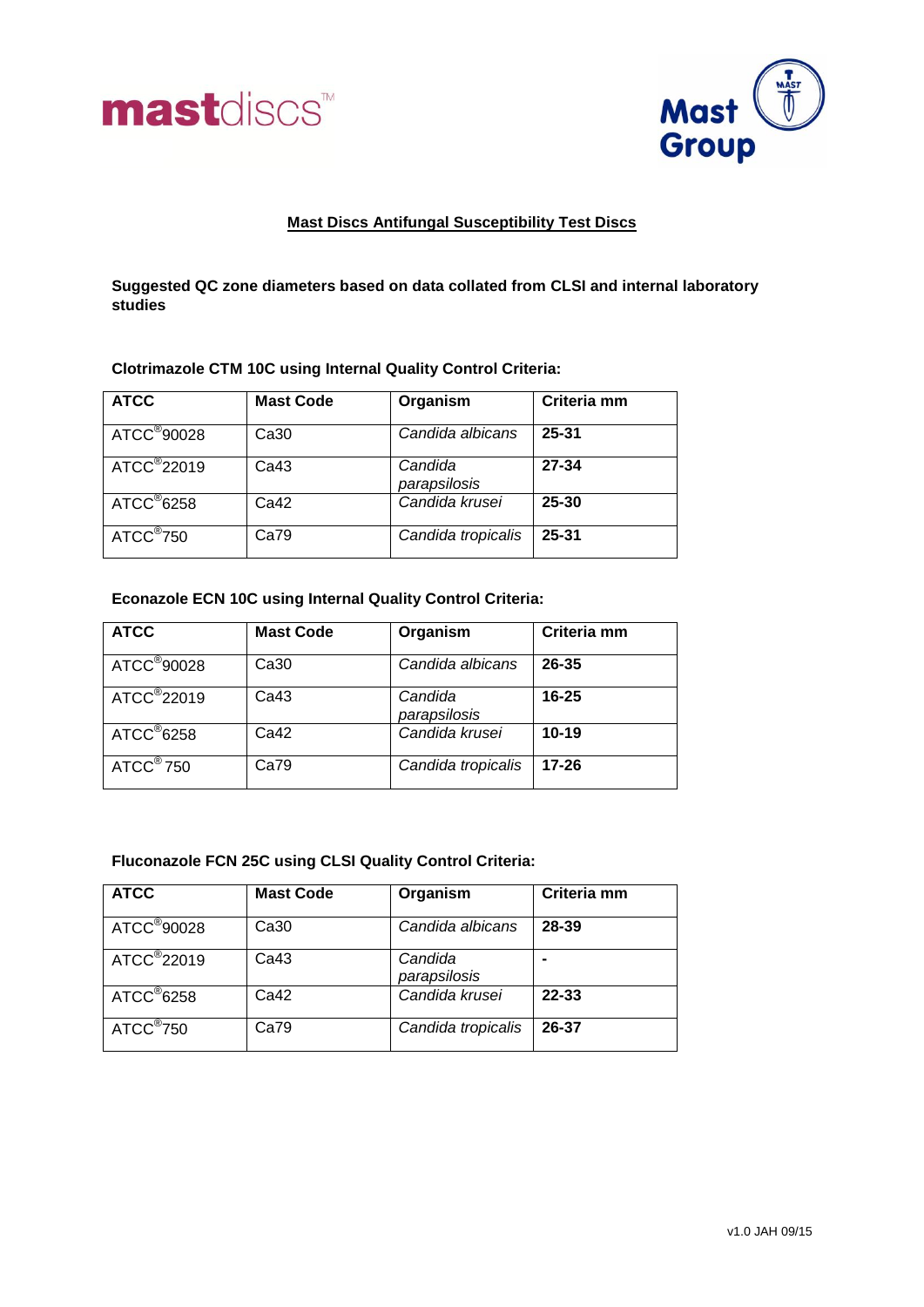mastdiscs™

Mast Group

## Mast Discs Antifungal Susceptibility Test Discs

**Suggested QC zone diameters based on data collated from CLSI and internal laboratory studies**

### Clotrimazole CTM 10C using Internal Quality Control Criteria:

| ATCC | Mast Code | Organism | Criteria mm |
|---|---|---|---|
| ATCC®90028 | Ca30 | *Candida albicans* | **25-31** |
| ATCC®22019 | Ca43 | *Candida parapsilosis* | **27-34** |
| ATCC®6258 | Ca42 | *Candida krusei* | **25-30** |
| ATCC®750 | Ca79 | *Candida tropicalis* | **25-31** |

### Econazole ECN 10C using Internal Quality Control Criteria:

| ATCC | Mast Code | Organism | Criteria mm |
|---|---|---|---|
| ATCC®90028 | Ca30 | *Candida albicans* | **26-35** |
| ATCC®22019 | Ca43 | *Candida parapsilosis* | **16-25** |
| ATCC®6258 | Ca42 | *Candida krusei* | **10-19** |
| ATCC®750 | Ca79 | *Candida tropicalis* | **17-26** |

### Fluconazole FCN 25C using CLSI Quality Control Criteria:

| ATCC | Mast Code | Organism | Criteria mm |
|---|---|---|---|
| ATCC®90028 | Ca30 | *Candida albicans* | **28-39** |
| ATCC®22019 | Ca43 | *Candida parapsilosis* | **-** |
| ATCC®6258 | Ca42 | *Candida krusei* | **22-33** |
| ATCC®750 | Ca79 | *Candida tropicalis* | **26-37** |

v1.0 JAH 09/15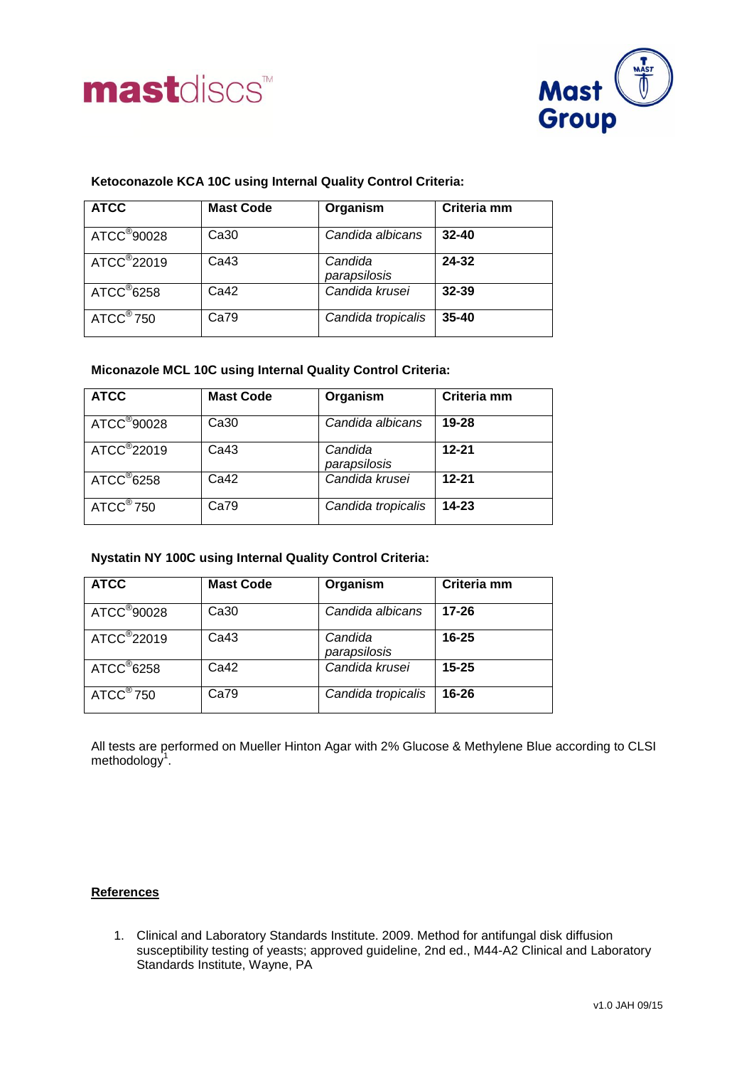**Ketoconazole KCA 10C using Internal Quality Control Criteria:**

| ATCC | Mast Code | Organism | Criteria mm |
|---|---|---|---|
| ATCC®90028 | Ca30 | *Candida albicans* | **32-40** |
| ATCC®22019 | Ca43 | *Candida parapsilosis* | **24-32** |
| ATCC®6258 | Ca42 | *Candida krusei* | **32-39** |
| ATCC® 750 | Ca79 | *Candida tropicalis* | **35-40** |

**Miconazole MCL 10C using Internal Quality Control Criteria:**

| ATCC | Mast Code | Organism | Criteria mm |
|---|---|---|---|
| ATCC®90028 | Ca30 | *Candida albicans* | **19-28** |
| ATCC®22019 | Ca43 | *Candida parapsilosis* | **12-21** |
| ATCC®6258 | Ca42 | *Candida krusei* | **12-21** |
| ATCC® 750 | Ca79 | *Candida tropicalis* | **14-23** |

**Nystatin NY 100C using Internal Quality Control Criteria:**

| ATCC | Mast Code | Organism | Criteria mm |
|---|---|---|---|
| ATCC®90028 | Ca30 | *Candida albicans* | **17-26** |
| ATCC®22019 | Ca43 | *Candida parapsilosis* | **16-25** |
| ATCC®6258 | Ca42 | *Candida krusei* | **15-25** |
| ATCC® 750 | Ca79 | *Candida tropicalis* | **16-26** |

All tests are performed on Mueller Hinton Agar with 2% Glucose & Methylene Blue according to CLSI methodology[1].

## References

1. Clinical and Laboratory Standards Institute. 2009. Method for antifungal disk diffusion susceptibility testing of yeasts; approved guideline, 2nd ed., M44-A2 Clinical and Laboratory Standards Institute, Wayne, PA

v1.0 JAH 09/15